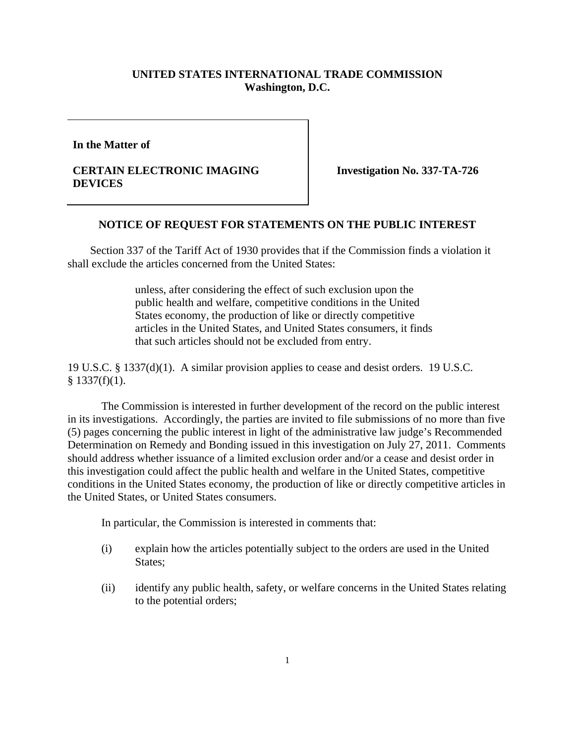**UNITED STATES INTERNATIONAL TRADE COMMISSION**
**Washington, D.C.**

| **In the Matter of**<br><br>**CERTAIN ELECTRONIC IMAGING DEVICES** | **Investigation No. 337-TA-726** |
|---|---|

## NOTICE OF REQUEST FOR STATEMENTS ON THE PUBLIC INTEREST

Section 337 of the Tariff Act of 1930 provides that if the Commission finds a violation it shall exclude the articles concerned from the United States:

> unless, after considering the effect of such exclusion upon the public health and welfare, competitive conditions in the United States economy, the production of like or directly competitive articles in the United States, and United States consumers, it finds that such articles should not be excluded from entry.

19 U.S.C. § 1337(d)(1). A similar provision applies to cease and desist orders. 19 U.S.C. § 1337(f)(1).

The Commission is interested in further development of the record on the public interest in its investigations. Accordingly, the parties are invited to file submissions of no more than five (5) pages concerning the public interest in light of the administrative law judge's Recommended Determination on Remedy and Bonding issued in this investigation on July 27, 2011. Comments should address whether issuance of a limited exclusion order and/or a cease and desist order in this investigation could affect the public health and welfare in the United States, competitive conditions in the United States economy, the production of like or directly competitive articles in the United States, or United States consumers.

In particular, the Commission is interested in comments that:

(i) explain how the articles potentially subject to the orders are used in the United States;

(ii) identify any public health, safety, or welfare concerns in the United States relating to the potential orders;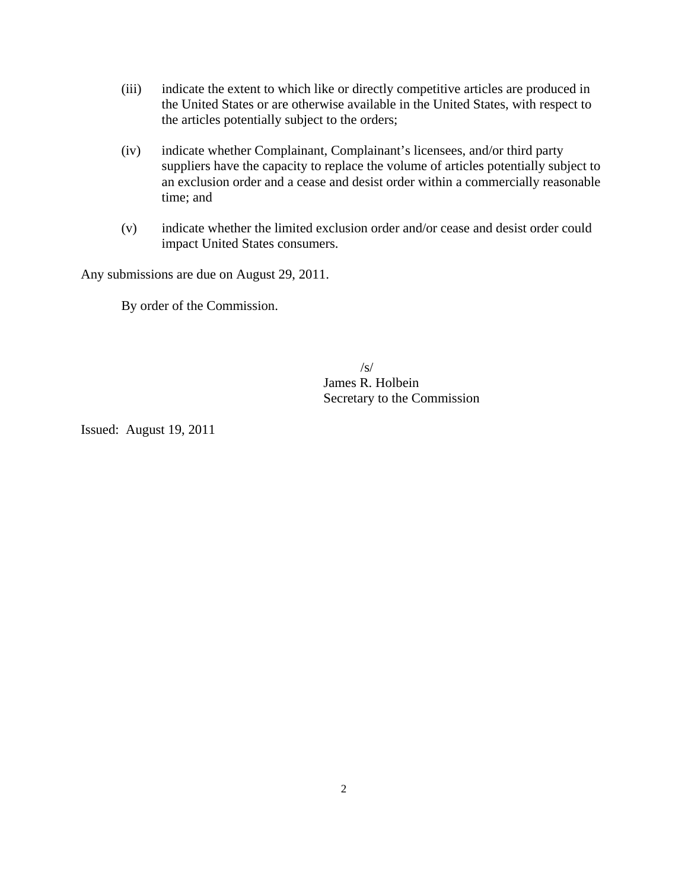(iii) indicate the extent to which like or directly competitive articles are produced in the United States or are otherwise available in the United States, with respect to the articles potentially subject to the orders;

(iv) indicate whether Complainant, Complainant's licensees, and/or third party suppliers have the capacity to replace the volume of articles potentially subject to an exclusion order and a cease and desist order within a commercially reasonable time; and

(v) indicate whether the limited exclusion order and/or cease and desist order could impact United States consumers.

Any submissions are due on August 29, 2011.

By order of the Commission.

/s/
James R. Holbein
Secretary to the Commission

Issued: August 19, 2011